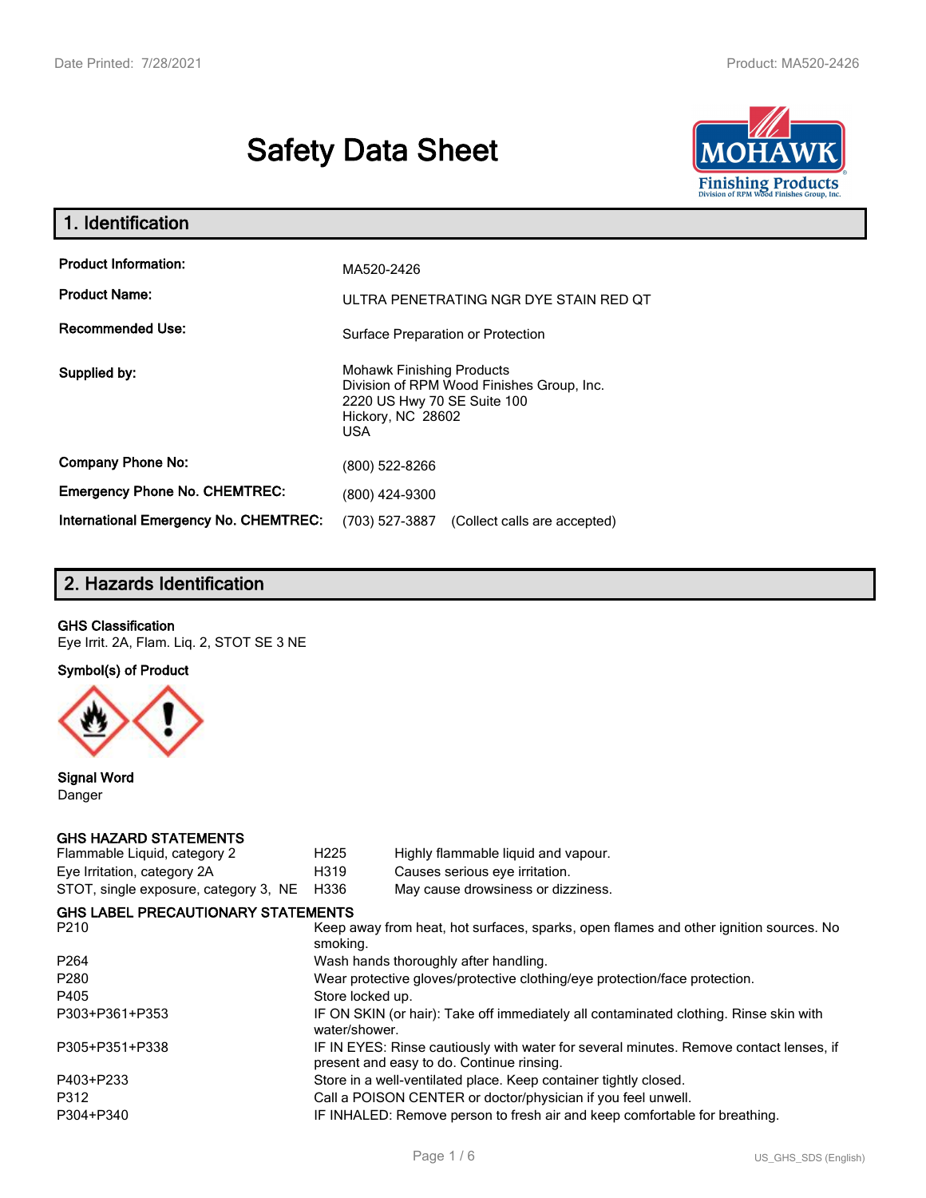# Safety Data Sheet

## 1. Identification

| | |
|---|---|
| **Product Information:** | MA520-2426 |
| **Product Name:** | ULTRA PENETRATING NGR DYE STAIN RED QT |
| **Recommended Use:** | Surface Preparation or Protection |
| **Supplied by:** | Mohawk Finishing Products<br>Division of RPM Wood Finishes Group, Inc.<br>2220 US Hwy 70 SE Suite 100<br>Hickory, NC 28602<br>USA |
| **Company Phone No:** | (800) 522-8266 |
| **Emergency Phone No. CHEMTREC:** | (800) 424-9300 |
| **International Emergency No. CHEMTREC:** | (703) 527-3887 (Collect calls are accepted) |

## 2. Hazards Identification

**GHS Classification**

Eye Irrit. 2A, Flam. Liq. 2, STOT SE 3 NE

**Symbol(s) of Product**

**Signal Word**

Danger

**GHS HAZARD STATEMENTS**

| | | |
|---|---|---|
| Flammable Liquid, category 2 | H225 | Highly flammable liquid and vapour. |
| Eye Irritation, category 2A | H319 | Causes serious eye irritation. |
| STOT, single exposure, category 3, NE | H336 | May cause drowsiness or dizziness. |

**GHS LABEL PRECAUTIONARY STATEMENTS**

| | |
|---|---|
| P210 | Keep away from heat, hot surfaces, sparks, open flames and other ignition sources. No smoking. |
| P264 | Wash hands thoroughly after handling. |
| P280 | Wear protective gloves/protective clothing/eye protection/face protection. |
| P405 | Store locked up. |
| P303+P361+P353 | IF ON SKIN (or hair): Take off immediately all contaminated clothing. Rinse skin with water/shower. |
| P305+P351+P338 | IF IN EYES: Rinse cautiously with water for several minutes. Remove contact lenses, if present and easy to do. Continue rinsing. |
| P403+P233 | Store in a well-ventilated place. Keep container tightly closed. |
| P312 | Call a POISON CENTER or doctor/physician if you feel unwell. |
| P304+P340 | IF INHALED: Remove person to fresh air and keep comfortable for breathing. |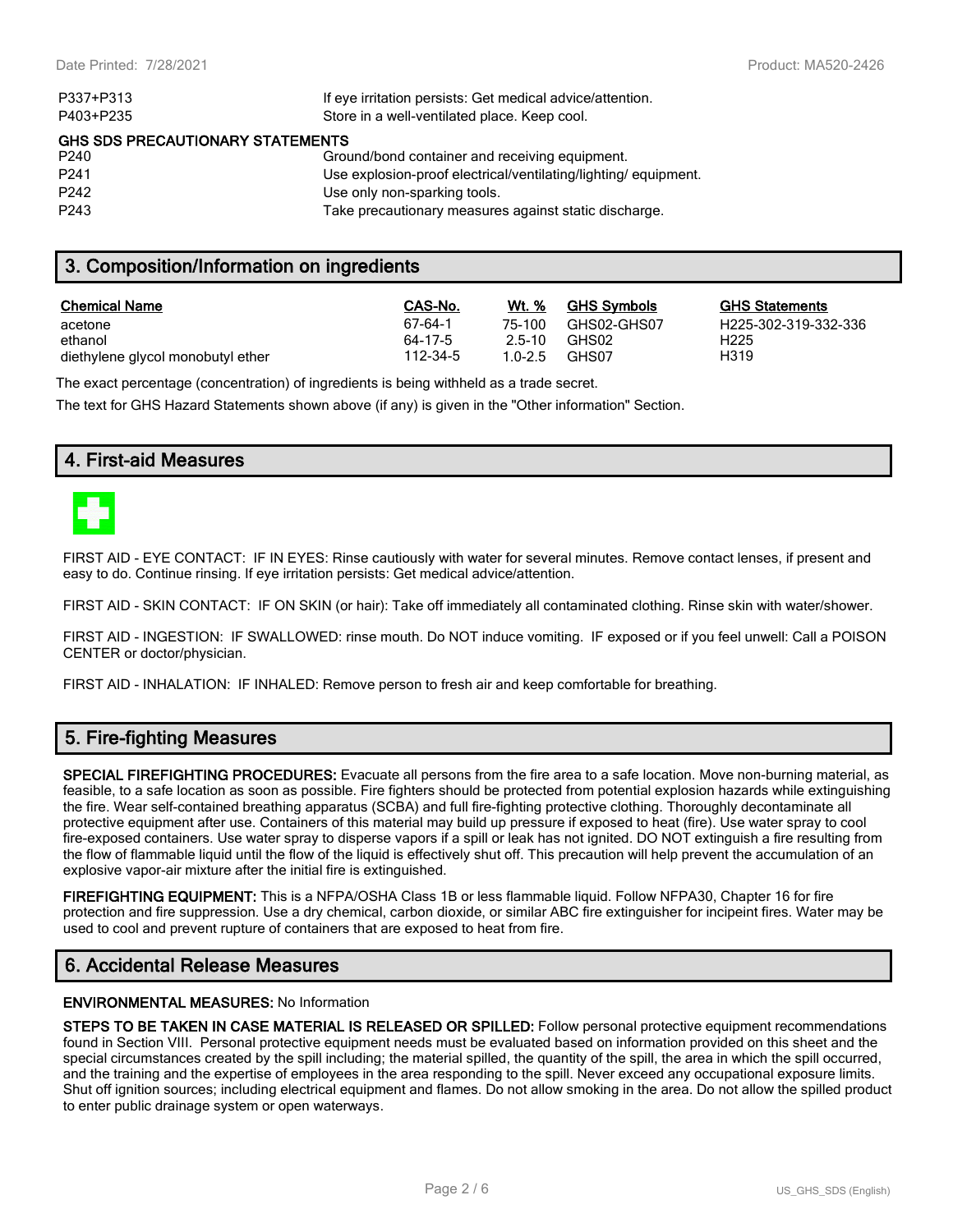| | |
|---|---|
| P337+P313 | If eye irritation persists: Get medical advice/attention. |
| P403+P235 | Store in a well-ventilated place. Keep cool. |

**GHS SDS PRECAUTIONARY STATEMENTS**

| | |
|---|---|
| P240 | Ground/bond container and receiving equipment. |
| P241 | Use explosion-proof electrical/ventilating/lighting/ equipment. |
| P242 | Use only non-sparking tools. |
| P243 | Take precautionary measures against static discharge. |

## 3. Composition/Information on ingredients

| Chemical Name | CAS-No. | Wt. % | GHS Symbols | GHS Statements |
|---|---|---|---|---|
| acetone | 67-64-1 | 75-100 | GHS02-GHS07 | H225-302-319-332-336 |
| ethanol | 64-17-5 | 2.5-10 | GHS02 | H225 |
| diethylene glycol monobutyl ether | 112-34-5 | 1.0-2.5 | GHS07 | H319 |

The exact percentage (concentration) of ingredients is being withheld as a trade secret.

The text for GHS Hazard Statements shown above (if any) is given in the "Other information" Section.

## 4. First-aid Measures

FIRST AID - EYE CONTACT: IF IN EYES: Rinse cautiously with water for several minutes. Remove contact lenses, if present and easy to do. Continue rinsing. If eye irritation persists: Get medical advice/attention.

FIRST AID - SKIN CONTACT: IF ON SKIN (or hair): Take off immediately all contaminated clothing. Rinse skin with water/shower.

FIRST AID - INGESTION: IF SWALLOWED: rinse mouth. Do NOT induce vomiting. IF exposed or if you feel unwell: Call a POISON CENTER or doctor/physician.

FIRST AID - INHALATION: IF INHALED: Remove person to fresh air and keep comfortable for breathing.

## 5. Fire-fighting Measures

**SPECIAL FIREFIGHTING PROCEDURES:** Evacuate all persons from the fire area to a safe location. Move non-burning material, as feasible, to a safe location as soon as possible. Fire fighters should be protected from potential explosion hazards while extinguishing the fire. Wear self-contained breathing apparatus (SCBA) and full fire-fighting protective clothing. Thoroughly decontaminate all protective equipment after use. Containers of this material may build up pressure if exposed to heat (fire). Use water spray to cool fire-exposed containers. Use water spray to disperse vapors if a spill or leak has not ignited. DO NOT extinguish a fire resulting from the flow of flammable liquid until the flow of the liquid is effectively shut off. This precaution will help prevent the accumulation of an explosive vapor-air mixture after the initial fire is extinguished.

**FIREFIGHTING EQUIPMENT:** This is a NFPA/OSHA Class 1B or less flammable liquid. Follow NFPA30, Chapter 16 for fire protection and fire suppression. Use a dry chemical, carbon dioxide, or similar ABC fire extinguisher for incipeint fires. Water may be used to cool and prevent rupture of containers that are exposed to heat from fire.

## 6. Accidental Release Measures

**ENVIRONMENTAL MEASURES:** No Information

**STEPS TO BE TAKEN IN CASE MATERIAL IS RELEASED OR SPILLED:** Follow personal protective equipment recommendations found in Section VIII. Personal protective equipment needs must be evaluated based on information provided on this sheet and the special circumstances created by the spill including; the material spilled, the quantity of the spill, the area in which the spill occurred, and the training and the expertise of employees in the area responding to the spill. Never exceed any occupational exposure limits. Shut off ignition sources; including electrical equipment and flames. Do not allow smoking in the area. Do not allow the spilled product to enter public drainage system or open waterways.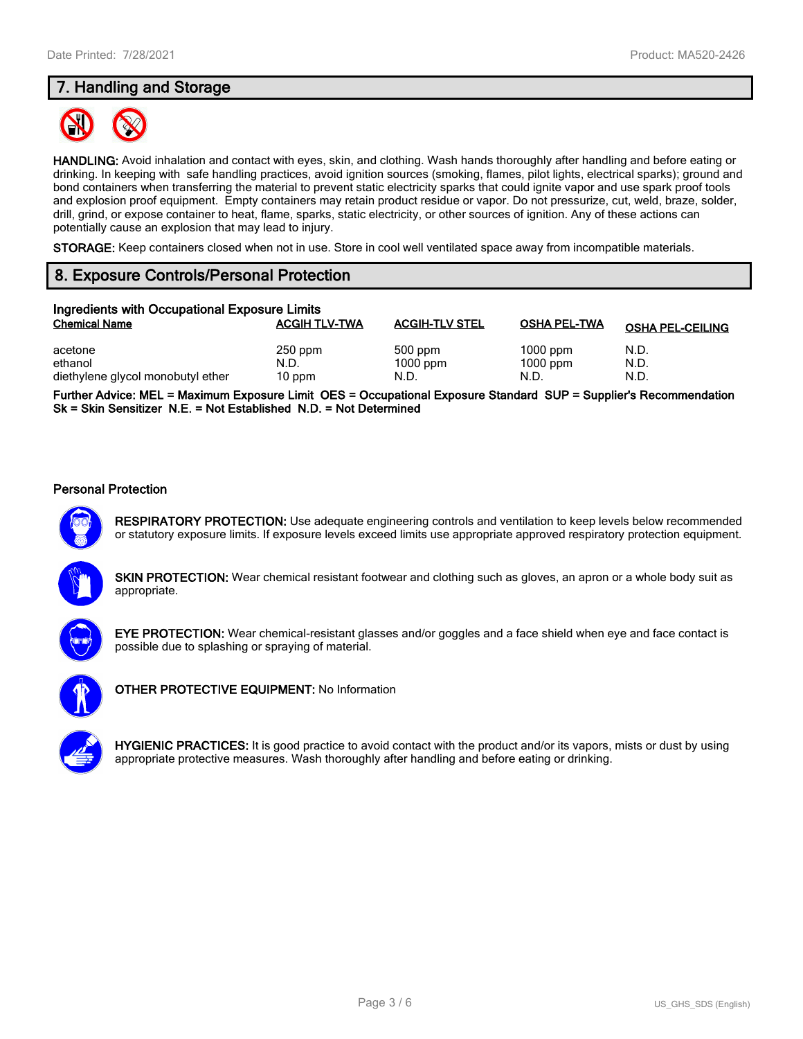## 7. Handling and Storage

**HANDLING:** Avoid inhalation and contact with eyes, skin, and clothing. Wash hands thoroughly after handling and before eating or drinking. In keeping with safe handling practices, avoid ignition sources (smoking, flames, pilot lights, electrical sparks); ground and bond containers when transferring the material to prevent static electricity sparks that could ignite vapor and use spark proof tools and explosion proof equipment. Empty containers may retain product residue or vapor. Do not pressurize, cut, weld, braze, solder, drill, grind, or expose container to heat, flame, sparks, static electricity, or other sources of ignition. Any of these actions can potentially cause an explosion that may lead to injury.

**STORAGE:** Keep containers closed when not in use. Store in cool well ventilated space away from incompatible materials.

## 8. Exposure Controls/Personal Protection

### Ingredients with Occupational Exposure Limits

| Chemical Name | ACGIH TLV-TWA | ACGIH-TLV STEL | OSHA PEL-TWA | OSHA PEL-CEILING |
|---|---|---|---|---|
| acetone | 250 ppm | 500 ppm | 1000 ppm | N.D. |
| ethanol | N.D. | 1000 ppm | 1000 ppm | N.D. |
| diethylene glycol monobutyl ether | 10 ppm | N.D. | N.D. | N.D. |

**Further Advice: MEL = Maximum Exposure Limit OES = Occupational Exposure Standard SUP = Supplier's Recommendation Sk = Skin Sensitizer N.E. = Not Established N.D. = Not Determined**

### Personal Protection

**RESPIRATORY PROTECTION:** Use adequate engineering controls and ventilation to keep levels below recommended or statutory exposure limits. If exposure levels exceed limits use appropriate approved respiratory protection equipment.

**SKIN PROTECTION:** Wear chemical resistant footwear and clothing such as gloves, an apron or a whole body suit as appropriate.

**EYE PROTECTION:** Wear chemical-resistant glasses and/or goggles and a face shield when eye and face contact is possible due to splashing or spraying of material.

**OTHER PROTECTIVE EQUIPMENT:** No Information

**HYGIENIC PRACTICES:** It is good practice to avoid contact with the product and/or its vapors, mists or dust by using appropriate protective measures. Wash thoroughly after handling and before eating or drinking.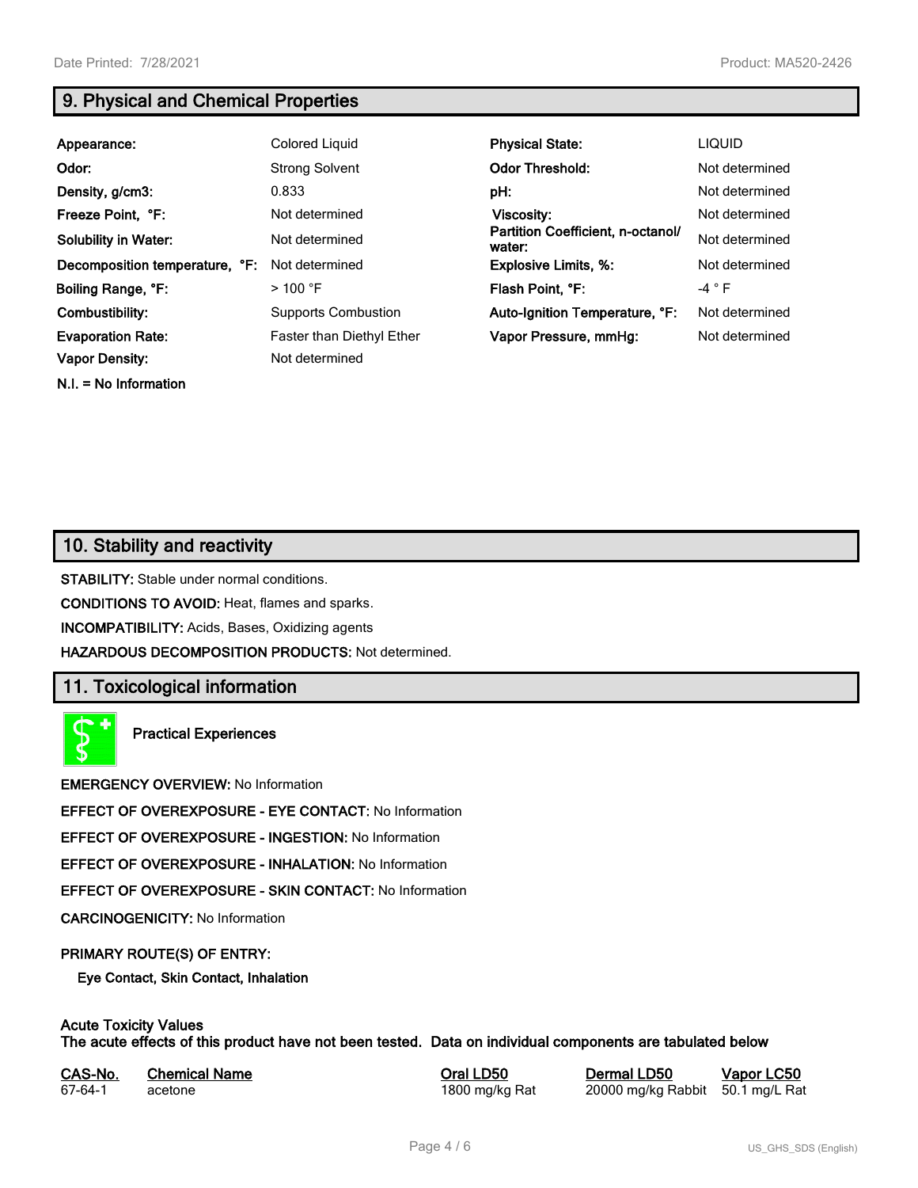## 9. Physical and Chemical Properties

| | | | |
|---|---|---|---|
| **Appearance:** | Colored Liquid | **Physical State:** | LIQUID |
| **Odor:** | Strong Solvent | **Odor Threshold:** | Not determined |
| **Density, g/cm3:** | 0.833 | **pH:** | Not determined |
| **Freeze Point, °F:** | Not determined | **Viscosity:** | Not determined |
| **Solubility in Water:** | Not determined | **Partition Coefficient, n-octanol/ water:** | Not determined |
| **Decomposition temperature, °F:** | Not determined | **Explosive Limits, %:** | Not determined |
| **Boiling Range, °F:** | > 100 °F | **Flash Point, °F:** | -4 ° F |
| **Combustibility:** | Supports Combustion | **Auto-Ignition Temperature, °F:** | Not determined |
| **Evaporation Rate:** | Faster than Diethyl Ether | **Vapor Pressure, mmHg:** | Not determined |
| **Vapor Density:** | Not determined | | |

**N.I. = No Information**

## 10. Stability and reactivity

**STABILITY:** Stable under normal conditions.

**CONDITIONS TO AVOID:** Heat, flames and sparks.

**INCOMPATIBILITY:** Acids, Bases, Oxidizing agents

**HAZARDOUS DECOMPOSITION PRODUCTS:** Not determined.

## 11. Toxicological information

**Practical Experiences**

**EMERGENCY OVERVIEW:** No Information

**EFFECT OF OVEREXPOSURE - EYE CONTACT:** No Information

**EFFECT OF OVEREXPOSURE - INGESTION:** No Information

**EFFECT OF OVEREXPOSURE - INHALATION:** No Information

**EFFECT OF OVEREXPOSURE - SKIN CONTACT:** No Information

**CARCINOGENICITY:** No Information

**PRIMARY ROUTE(S) OF ENTRY:**

**Eye Contact, Skin Contact, Inhalation**

**Acute Toxicity Values**
**The acute effects of this product have not been tested. Data on individual components are tabulated below**

| CAS-No. | Chemical Name | Oral LD50 | Dermal LD50 | Vapor LC50 |
|---|---|---|---|---|
| 67-64-1 | acetone | 1800 mg/kg Rat | 20000 mg/kg Rabbit | 50.1 mg/L Rat |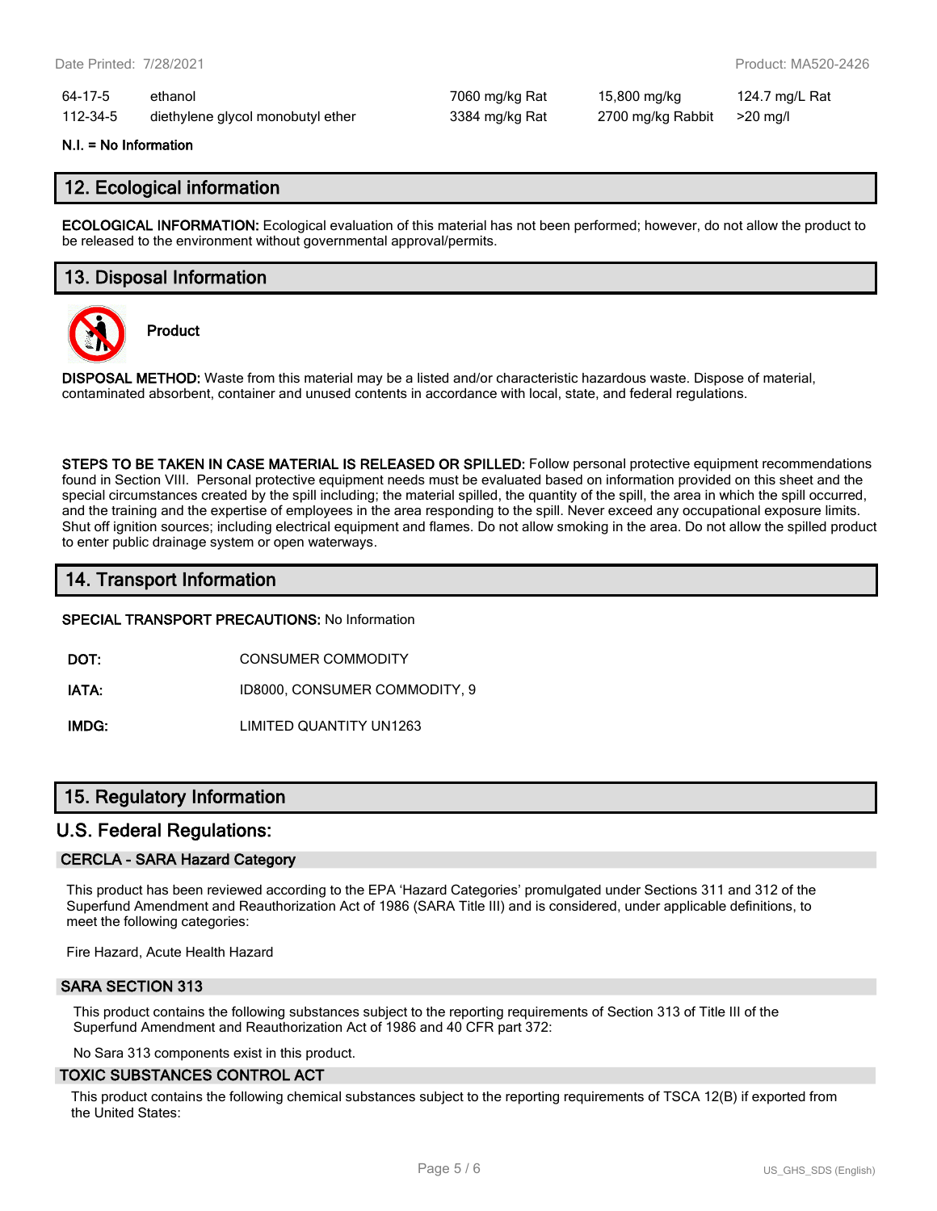| | | | | |
|---|---|---|---|---|
| 64-17-5 | ethanol | 7060 mg/kg Rat | 15,800 mg/kg | 124.7 mg/L Rat |
| 112-34-5 | diethylene glycol monobutyl ether | 3384 mg/kg Rat | 2700 mg/kg Rabbit | >20 mg/l |

**N.I. = No Information**

## 12. Ecological information

**ECOLOGICAL INFORMATION:** Ecological evaluation of this material has not been performed; however, do not allow the product to be released to the environment without governmental approval/permits.

## 13. Disposal Information

**Product**

**DISPOSAL METHOD:** Waste from this material may be a listed and/or characteristic hazardous waste. Dispose of material, contaminated absorbent, container and unused contents in accordance with local, state, and federal regulations.

**STEPS TO BE TAKEN IN CASE MATERIAL IS RELEASED OR SPILLED:** Follow personal protective equipment recommendations found in Section VIII. Personal protective equipment needs must be evaluated based on information provided on this sheet and the special circumstances created by the spill including; the material spilled, the quantity of the spill, the area in which the spill occurred, and the training and the expertise of employees in the area responding to the spill. Never exceed any occupational exposure limits. Shut off ignition sources; including electrical equipment and flames. Do not allow smoking in the area. Do not allow the spilled product to enter public drainage system or open waterways.

## 14. Transport Information

**SPECIAL TRANSPORT PRECAUTIONS:** No Information

| | |
|---|---|
| **DOT:** | CONSUMER COMMODITY |
| **IATA:** | ID8000, CONSUMER COMMODITY, 9 |
| **IMDG:** | LIMITED QUANTITY UN1263 |

## 15. Regulatory Information

### U.S. Federal Regulations:

#### CERCLA - SARA Hazard Category

This product has been reviewed according to the EPA 'Hazard Categories' promulgated under Sections 311 and 312 of the Superfund Amendment and Reauthorization Act of 1986 (SARA Title III) and is considered, under applicable definitions, to meet the following categories:

Fire Hazard, Acute Health Hazard

#### SARA SECTION 313

This product contains the following substances subject to the reporting requirements of Section 313 of Title III of the Superfund Amendment and Reauthorization Act of 1986 and 40 CFR part 372:

No Sara 313 components exist in this product.

#### TOXIC SUBSTANCES CONTROL ACT

This product contains the following chemical substances subject to the reporting requirements of TSCA 12(B) if exported from the United States: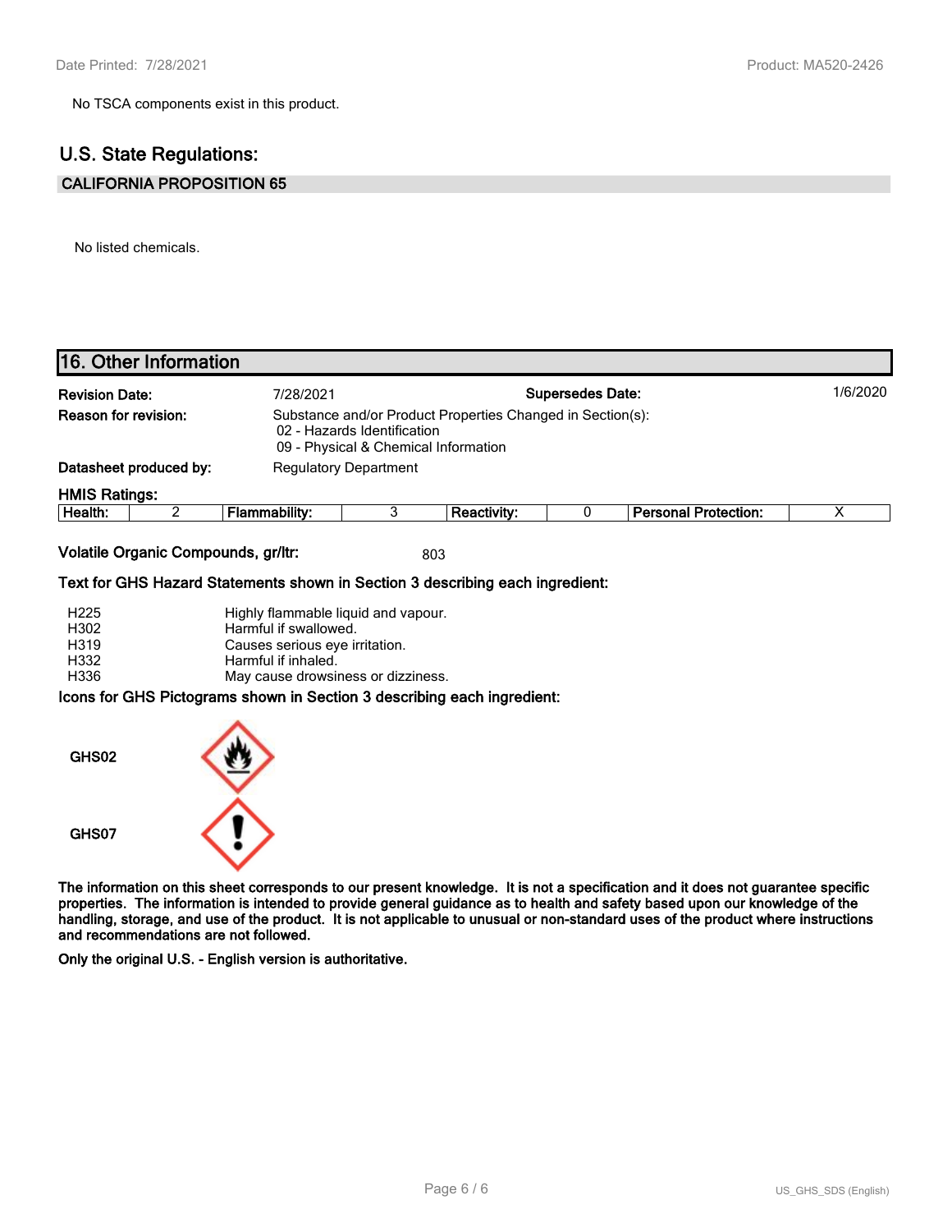No TSCA components exist in this product.

## U.S. State Regulations:

### CALIFORNIA PROPOSITION 65

No listed chemicals.

## 16. Other Information

**Revision Date:** 7/28/2021 **Supersedes Date:** 1/6/2020

**Reason for revision:** Substance and/or Product Properties Changed in Section(s):
02 - Hazards Identification
09 - Physical & Chemical Information

**Datasheet produced by:** Regulatory Department

**HMIS Ratings:**

| | | | | | | | |
|---|---|---|---|---|---|---|---|
| **Health:** | 2 | **Flammability:** | 3 | **Reactivity:** | 0 | **Personal Protection:** | X |

**Volatile Organic Compounds, gr/ltr:** 803

**Text for GHS Hazard Statements shown in Section 3 describing each ingredient:**

| | |
|---|---|
| H225 | Highly flammable liquid and vapour. |
| H302 | Harmful if swallowed. |
| H319 | Causes serious eye irritation. |
| H332 | Harmful if inhaled. |
| H336 | May cause drowsiness or dizziness. |

**Icons for GHS Pictograms shown in Section 3 describing each ingredient:**

GHS02

GHS07

**The information on this sheet corresponds to our present knowledge. It is not a specification and it does not guarantee specific properties. The information is intended to provide general guidance as to health and safety based upon our knowledge of the handling, storage, and use of the product. It is not applicable to unusual or non-standard uses of the product where instructions and recommendations are not followed.**

**Only the original U.S. - English version is authoritative.**